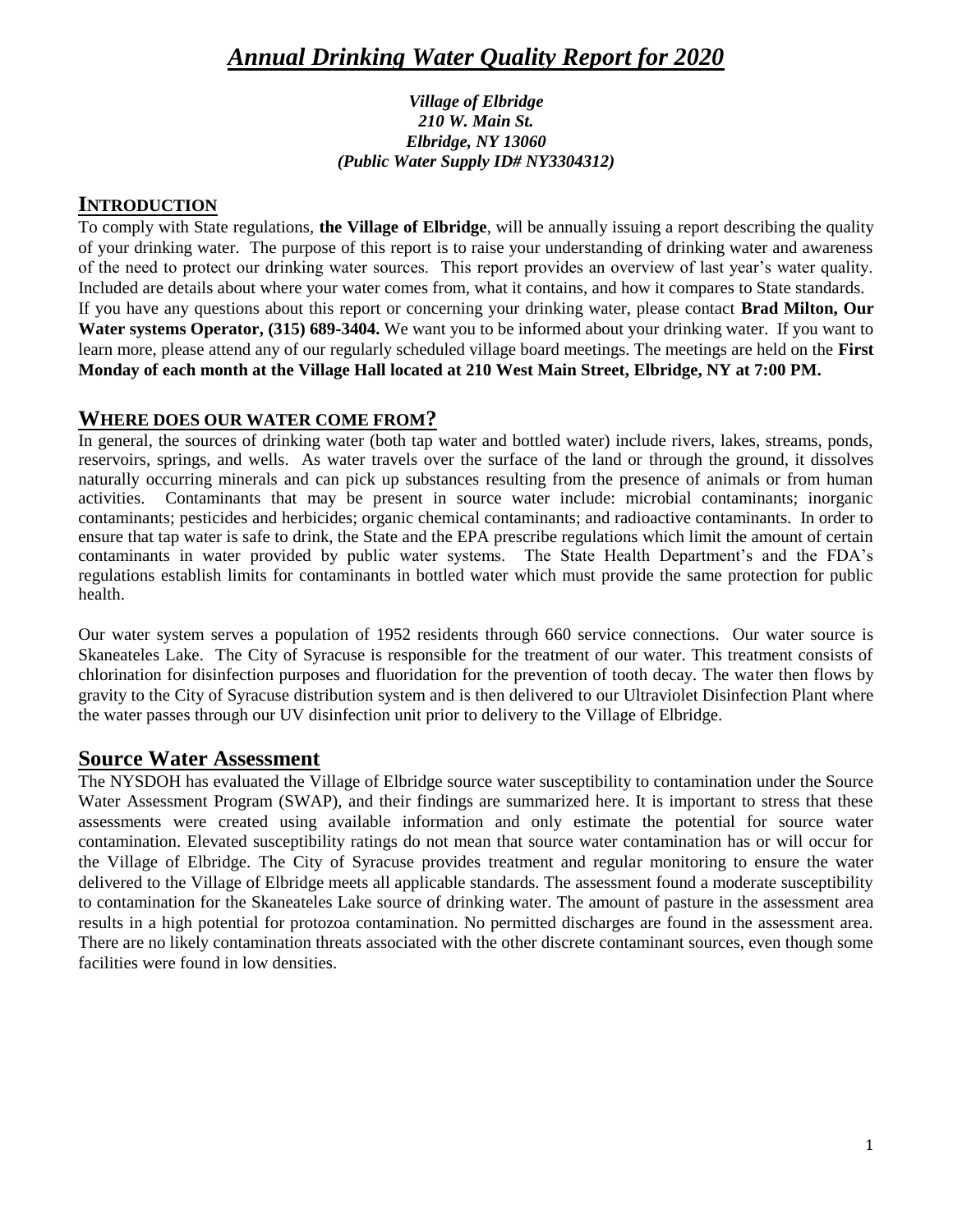# *Annual Drinking Water Quality Report for 2020*

***Village of Elbridge***
***210 W. Main St.***
***Elbridge, NY 13060***
***(Public Water Supply ID# NY3304312)***

## INTRODUCTION

To comply with State regulations, **the Village of Elbridge**, will be annually issuing a report describing the quality of your drinking water. The purpose of this report is to raise your understanding of drinking water and awareness of the need to protect our drinking water sources. This report provides an overview of last year's water quality. Included are details about where your water comes from, what it contains, and how it compares to State standards. If you have any questions about this report or concerning your drinking water, please contact **Brad Milton, Our Water systems Operator, (315) 689-3404.** We want you to be informed about your drinking water. If you want to learn more, please attend any of our regularly scheduled village board meetings. The meetings are held on the **First Monday of each month at the Village Hall located at 210 West Main Street, Elbridge, NY at 7:00 PM.**

## WHERE DOES OUR WATER COME FROM?

In general, the sources of drinking water (both tap water and bottled water) include rivers, lakes, streams, ponds, reservoirs, springs, and wells. As water travels over the surface of the land or through the ground, it dissolves naturally occurring minerals and can pick up substances resulting from the presence of animals or from human activities. Contaminants that may be present in source water include: microbial contaminants; inorganic contaminants; pesticides and herbicides; organic chemical contaminants; and radioactive contaminants. In order to ensure that tap water is safe to drink, the State and the EPA prescribe regulations which limit the amount of certain contaminants in water provided by public water systems. The State Health Department's and the FDA's regulations establish limits for contaminants in bottled water which must provide the same protection for public health.

Our water system serves a population of 1952 residents through 660 service connections. Our water source is Skaneateles Lake. The City of Syracuse is responsible for the treatment of our water. This treatment consists of chlorination for disinfection purposes and fluoridation for the prevention of tooth decay. The water then flows by gravity to the City of Syracuse distribution system and is then delivered to our Ultraviolet Disinfection Plant where the water passes through our UV disinfection unit prior to delivery to the Village of Elbridge.

## Source Water Assessment

The NYSDOH has evaluated the Village of Elbridge source water susceptibility to contamination under the Source Water Assessment Program (SWAP), and their findings are summarized here. It is important to stress that these assessments were created using available information and only estimate the potential for source water contamination. Elevated susceptibility ratings do not mean that source water contamination has or will occur for the Village of Elbridge. The City of Syracuse provides treatment and regular monitoring to ensure the water delivered to the Village of Elbridge meets all applicable standards. The assessment found a moderate susceptibility to contamination for the Skaneateles Lake source of drinking water. The amount of pasture in the assessment area results in a high potential for protozoa contamination. No permitted discharges are found in the assessment area. There are no likely contamination threats associated with the other discrete contaminant sources, even though some facilities were found in low densities.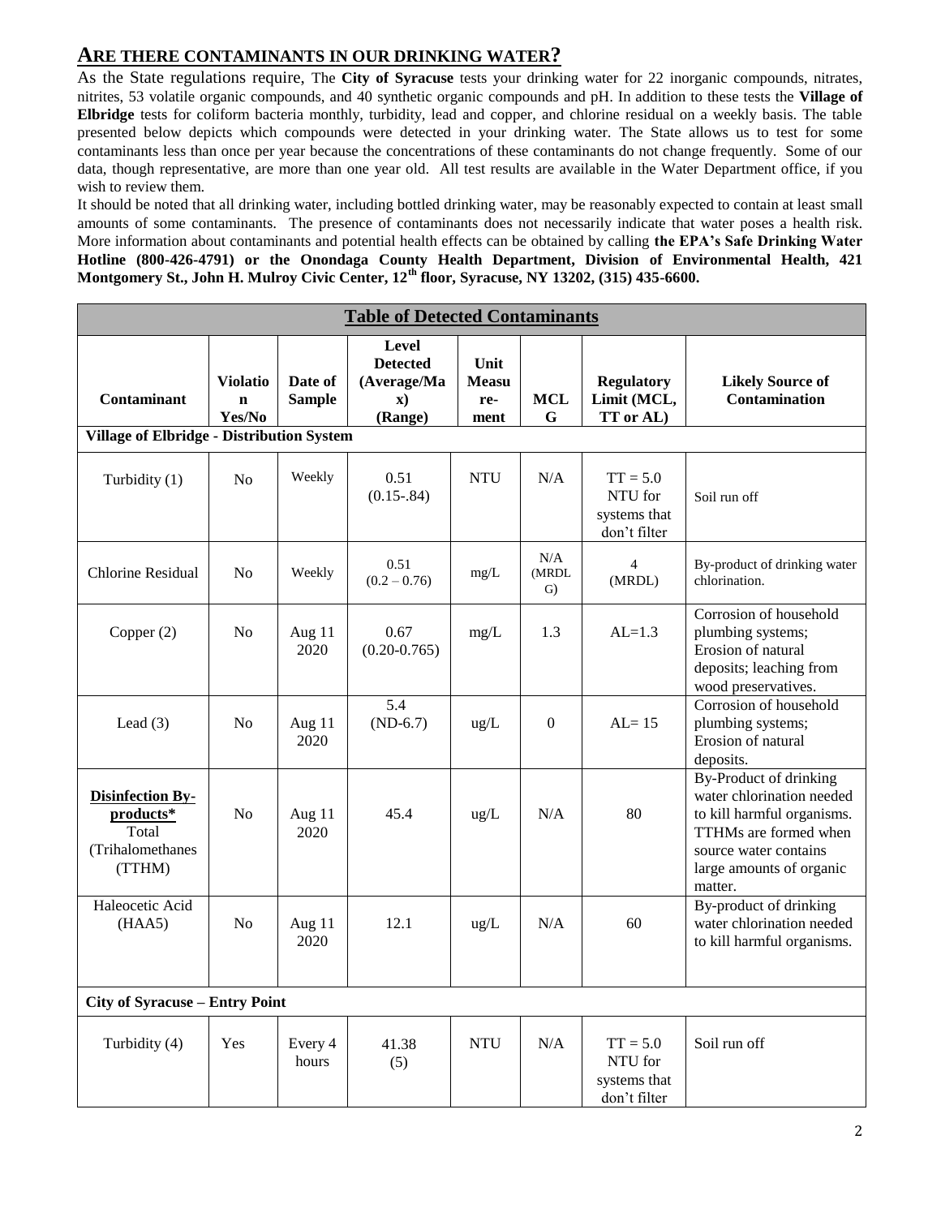## ARE THERE CONTAMINANTS IN OUR DRINKING WATER?

As the State regulations require, The **City of Syracuse** tests your drinking water for 22 inorganic compounds, nitrates, nitrites, 53 volatile organic compounds, and 40 synthetic organic compounds and pH. In addition to these tests the **Village of Elbridge** tests for coliform bacteria monthly, turbidity, lead and copper, and chlorine residual on a weekly basis. The table presented below depicts which compounds were detected in your drinking water. The State allows us to test for some contaminants less than once per year because the concentrations of these contaminants do not change frequently. Some of our data, though representative, are more than one year old. All test results are available in the Water Department office, if you wish to review them.

It should be noted that all drinking water, including bottled drinking water, may be reasonably expected to contain at least small amounts of some contaminants. The presence of contaminants does not necessarily indicate that water poses a health risk. More information about contaminants and potential health effects can be obtained by calling **the EPA's Safe Drinking Water Hotline (800-426-4791) or the Onondaga County Health Department, Division of Environmental Health, 421 Montgomery St., John H. Mulroy Civic Center, 12th floor, Syracuse, NY 13202, (315) 435-6600.**

| Table of Detected Contaminants | | | | | | | |
|---|---|---|---|---|---|---|---|
| **Contaminant** | **Violation Yes/No** | **Date of Sample** | **Level Detected (Average/Max) (Range)** | **Unit Measure-ment** | **MCLG** | **Regulatory Limit (MCL, TT or AL)** | **Likely Source of Contamination** |
| **Village of Elbridge - Distribution System** | | | | | | | |
| Turbidity (1) | No | Weekly | 0.51 (0.15-.84) | NTU | N/A | TT = 5.0 NTU for systems that don't filter | Soil run off |
| Chlorine Residual | No | Weekly | 0.51 (0.2 – 0.76) | mg/L | N/A (MRDLG) | 4 (MRDL) | By-product of drinking water chlorination. |
| Copper (2) | No | Aug 11 2020 | 0.67 (0.20-0.765) | mg/L | 1.3 | AL=1.3 | Corrosion of household plumbing systems; Erosion of natural deposits; leaching from wood preservatives. |
| Lead (3) | No | Aug 11 2020 | 5.4 (ND-6.7) | ug/L | 0 | AL= 15 | Corrosion of household plumbing systems; Erosion of natural deposits. |
| **Disinfection By-products*** Total (Trihalomethanes (TTHM) | No | Aug 11 2020 | 45.4 | ug/L | N/A | 80 | By-Product of drinking water chlorination needed to kill harmful organisms. TTHMs are formed when source water contains large amounts of organic matter. |
| Haleocetic Acid (HAA5) | No | Aug 11 2020 | 12.1 | ug/L | N/A | 60 | By-product of drinking water chlorination needed to kill harmful organisms. |
| **City of Syracuse – Entry Point** | | | | | | | |
| Turbidity (4) | Yes | Every 4 hours | 41.38 (5) | NTU | N/A | TT = 5.0 NTU for systems that don't filter | Soil run off |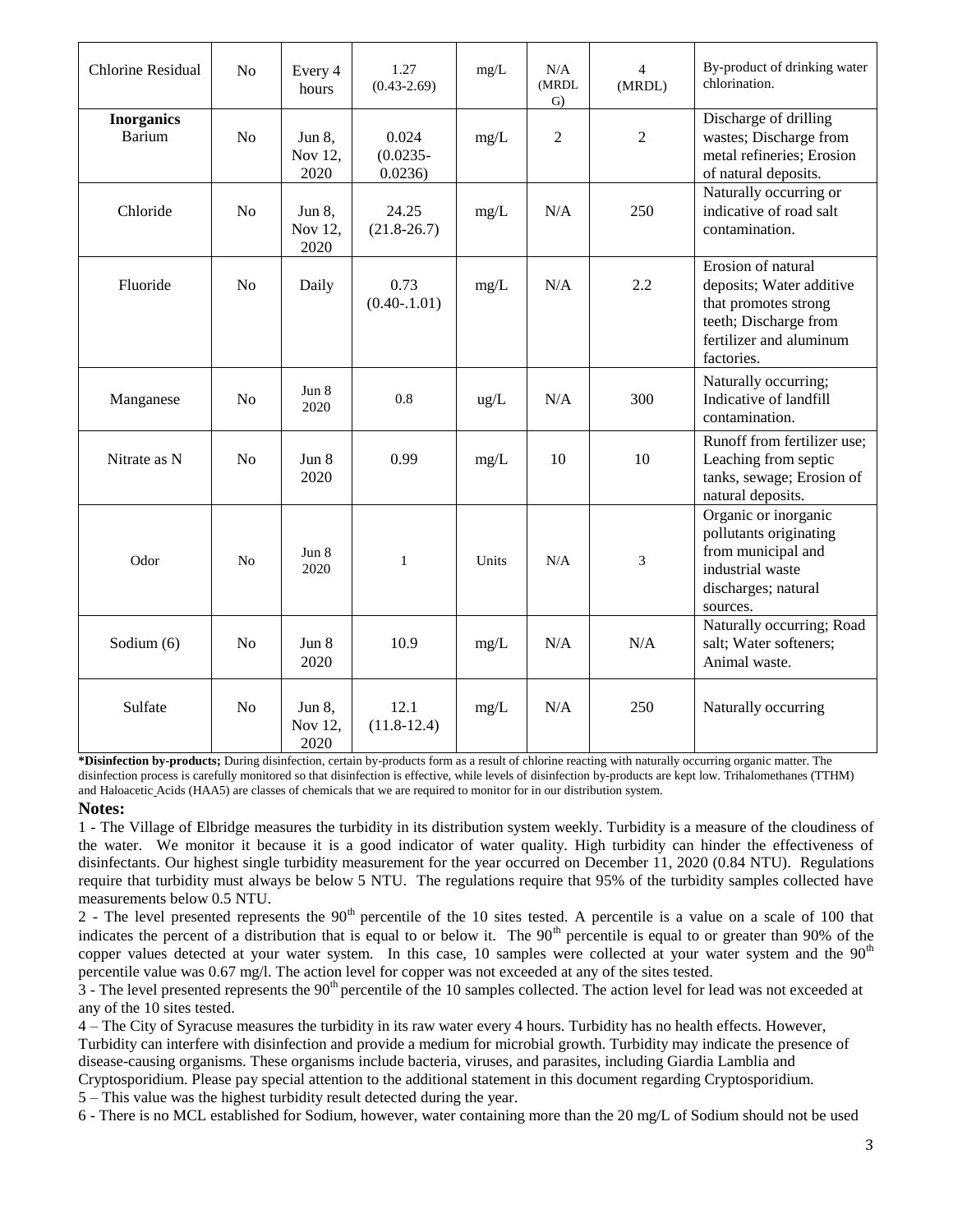| Chlorine Residual | No | Every 4 hours | 1.27 (0.43-2.69) | mg/L | N/A (MRDLG) | 4 (MRDL) | By-product of drinking water chlorination. |
|---|---|---|---|---|---|---|---|
| **Inorganics** Barium | No | Jun 8, Nov 12, 2020 | 0.024 (0.0235-0.0236) | mg/L | 2 | 2 | Discharge of drilling wastes; Discharge from metal refineries; Erosion of natural deposits. |
| Chloride | No | Jun 8, Nov 12, 2020 | 24.25 (21.8-26.7) | mg/L | N/A | 250 | Naturally occurring or indicative of road salt contamination. |
| Fluoride | No | Daily | 0.73 (0.40-.1.01) | mg/L | N/A | 2.2 | Erosion of natural deposits; Water additive that promotes strong teeth; Discharge from fertilizer and aluminum factories. |
| Manganese | No | Jun 8 2020 | 0.8 | ug/L | N/A | 300 | Naturally occurring; Indicative of landfill contamination. |
| Nitrate as N | No | Jun 8 2020 | 0.99 | mg/L | 10 | 10 | Runoff from fertilizer use; Leaching from septic tanks, sewage; Erosion of natural deposits. |
| Odor | No | Jun 8 2020 | 1 | Units | N/A | 3 | Organic or inorganic pollutants originating from municipal and industrial waste discharges; natural sources. |
| Sodium (6) | No | Jun 8 2020 | 10.9 | mg/L | N/A | N/A | Naturally occurring; Road salt; Water softeners; Animal waste. |
| Sulfate | No | Jun 8, Nov 12, 2020 | 12.1 (11.8-12.4) | mg/L | N/A | 250 | Naturally occurring |

**\*Disinfection by-products;** During disinfection, certain by-products form as a result of chlorine reacting with naturally occurring organic matter. The disinfection process is carefully monitored so that disinfection is effective, while levels of disinfection by-products are kept low. Trihalomethanes (TTHM) and Haloacetic Acids (HAA5) are classes of chemicals that we are required to monitor for in our distribution system.

**Notes:**

1 - The Village of Elbridge measures the turbidity in its distribution system weekly. Turbidity is a measure of the cloudiness of the water. We monitor it because it is a good indicator of water quality. High turbidity can hinder the effectiveness of disinfectants. Our highest single turbidity measurement for the year occurred on December 11, 2020 (0.84 NTU). Regulations require that turbidity must always be below 5 NTU. The regulations require that 95% of the turbidity samples collected have measurements below 0.5 NTU.

2 - The level presented represents the 90th percentile of the 10 sites tested. A percentile is a value on a scale of 100 that indicates the percent of a distribution that is equal to or below it. The 90th percentile is equal to or greater than 90% of the copper values detected at your water system. In this case, 10 samples were collected at your water system and the 90th percentile value was 0.67 mg/l. The action level for copper was not exceeded at any of the sites tested.

3 - The level presented represents the 90th percentile of the 10 samples collected. The action level for lead was not exceeded at any of the 10 sites tested.

4 – The City of Syracuse measures the turbidity in its raw water every 4 hours. Turbidity has no health effects. However, Turbidity can interfere with disinfection and provide a medium for microbial growth. Turbidity may indicate the presence of disease-causing organisms. These organisms include bacteria, viruses, and parasites, including Giardia Lamblia and Cryptosporidium. Please pay special attention to the additional statement in this document regarding Cryptosporidium.

5 – This value was the highest turbidity result detected during the year.

6 - There is no MCL established for Sodium, however, water containing more than the 20 mg/L of Sodium should not be used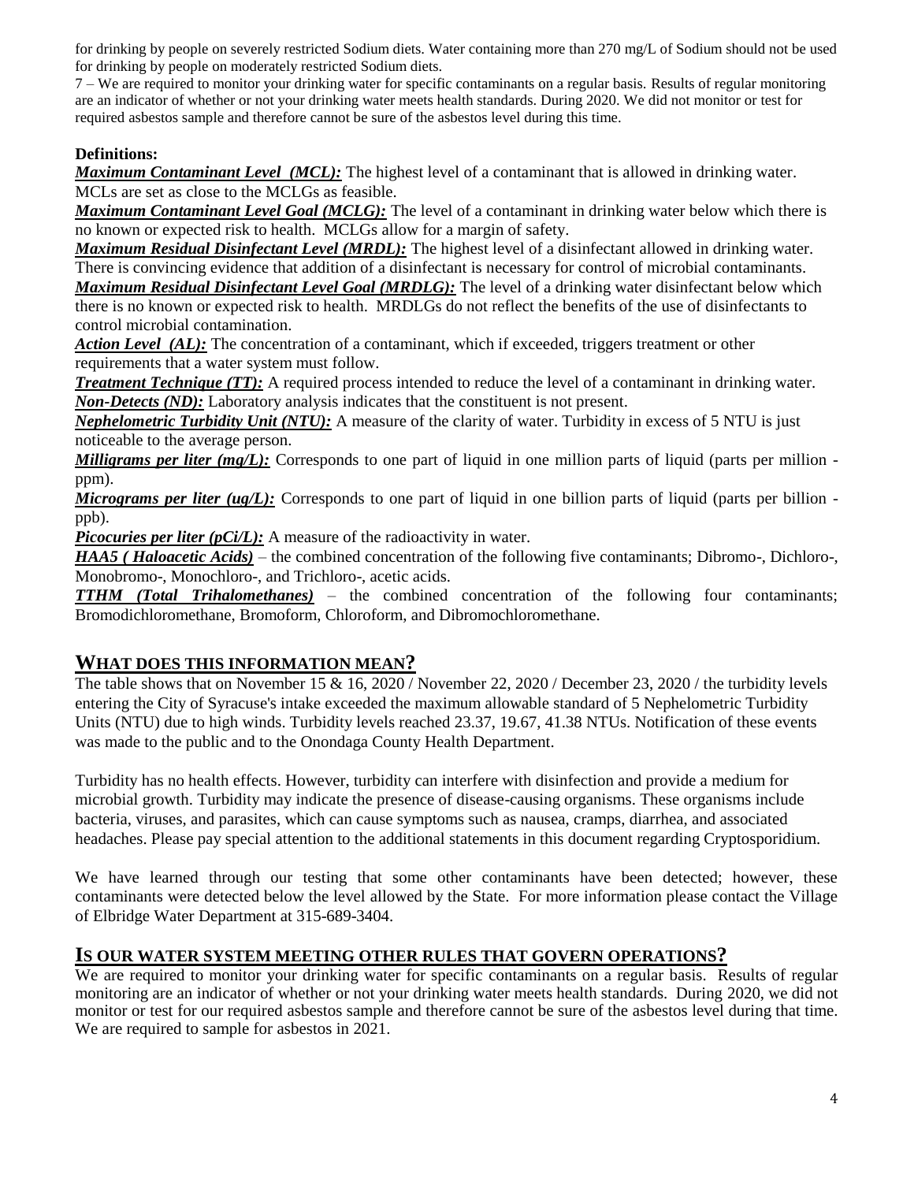for drinking by people on severely restricted Sodium diets. Water containing more than 270 mg/L of Sodium should not be used for drinking by people on moderately restricted Sodium diets.

7 – We are required to monitor your drinking water for specific contaminants on a regular basis. Results of regular monitoring are an indicator of whether or not your drinking water meets health standards. During 2020. We did not monitor or test for required asbestos sample and therefore cannot be sure of the asbestos level during this time.

**Definitions:**

***Maximum Contaminant Level (MCL):*** The highest level of a contaminant that is allowed in drinking water. MCLs are set as close to the MCLGs as feasible.

***Maximum Contaminant Level Goal (MCLG):*** The level of a contaminant in drinking water below which there is no known or expected risk to health. MCLGs allow for a margin of safety.

***Maximum Residual Disinfectant Level (MRDL):*** The highest level of a disinfectant allowed in drinking water. There is convincing evidence that addition of a disinfectant is necessary for control of microbial contaminants.

***Maximum Residual Disinfectant Level Goal (MRDLG):*** The level of a drinking water disinfectant below which there is no known or expected risk to health. MRDLGs do not reflect the benefits of the use of disinfectants to control microbial contamination.

***Action Level (AL):*** The concentration of a contaminant, which if exceeded, triggers treatment or other requirements that a water system must follow.

***Treatment Technique (TT):*** A required process intended to reduce the level of a contaminant in drinking water.

***Non-Detects (ND):*** Laboratory analysis indicates that the constituent is not present.

***Nephelometric Turbidity Unit (NTU):*** A measure of the clarity of water. Turbidity in excess of 5 NTU is just noticeable to the average person.

***Milligrams per liter (mg/L):*** Corresponds to one part of liquid in one million parts of liquid (parts per million - ppm).

***Micrograms per liter (ug/L):*** Corresponds to one part of liquid in one billion parts of liquid (parts per billion - ppb).

***Picocuries per liter (pCi/L):*** A measure of the radioactivity in water.

***HAA5 ( Haloacetic Acids)*** – the combined concentration of the following five contaminants; Dibromo-, Dichloro-, Monobromo-, Monochloro-, and Trichloro-, acetic acids.

***TTHM (Total Trihalomethanes)*** – the combined concentration of the following four contaminants; Bromodichloromethane, Bromoform, Chloroform, and Dibromochloromethane.

## WHAT DOES THIS INFORMATION MEAN?

The table shows that on November 15 & 16, 2020 / November 22, 2020 / December 23, 2020 / the turbidity levels entering the City of Syracuse's intake exceeded the maximum allowable standard of 5 Nephelometric Turbidity Units (NTU) due to high winds. Turbidity levels reached 23.37, 19.67, 41.38 NTUs. Notification of these events was made to the public and to the Onondaga County Health Department.

Turbidity has no health effects. However, turbidity can interfere with disinfection and provide a medium for microbial growth. Turbidity may indicate the presence of disease-causing organisms. These organisms include bacteria, viruses, and parasites, which can cause symptoms such as nausea, cramps, diarrhea, and associated headaches. Please pay special attention to the additional statements in this document regarding Cryptosporidium.

We have learned through our testing that some other contaminants have been detected; however, these contaminants were detected below the level allowed by the State. For more information please contact the Village of Elbridge Water Department at 315-689-3404.

## IS OUR WATER SYSTEM MEETING OTHER RULES THAT GOVERN OPERATIONS?

We are required to monitor your drinking water for specific contaminants on a regular basis. Results of regular monitoring are an indicator of whether or not your drinking water meets health standards. During 2020, we did not monitor or test for our required asbestos sample and therefore cannot be sure of the asbestos level during that time. We are required to sample for asbestos in 2021.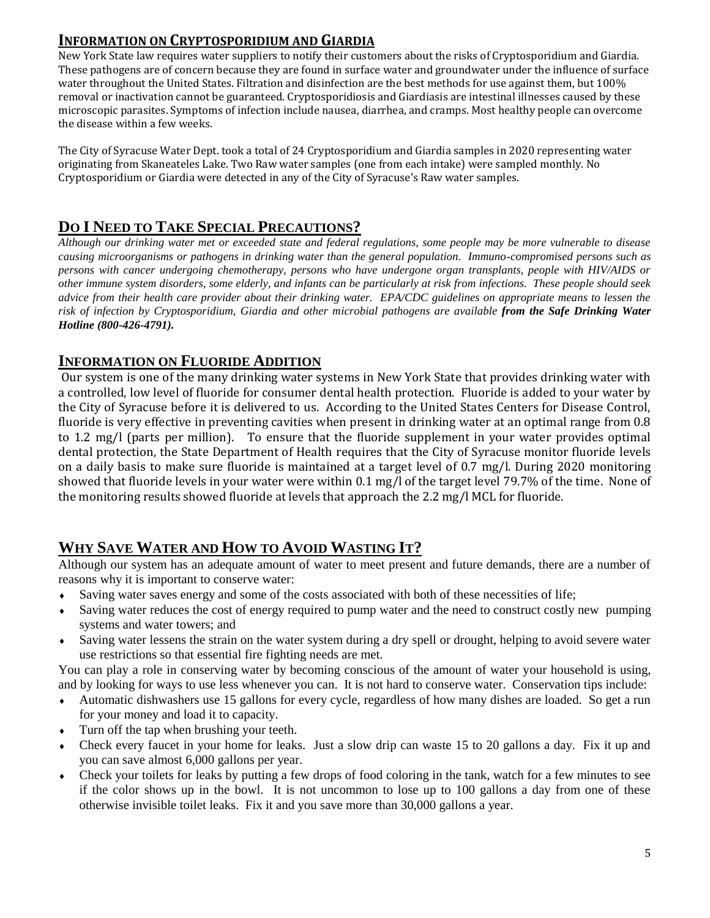## Information on Cryptosporidium and Giardia

New York State law requires water suppliers to notify their customers about the risks of Cryptosporidium and Giardia. These pathogens are of concern because they are found in surface water and groundwater under the influence of surface water throughout the United States. Filtration and disinfection are the best methods for use against them, but 100% removal or inactivation cannot be guaranteed. Cryptosporidiosis and Giardiasis are intestinal illnesses caused by these microscopic parasites. Symptoms of infection include nausea, diarrhea, and cramps. Most healthy people can overcome the disease within a few weeks.

The City of Syracuse Water Dept. took a total of 24 Cryptosporidium and Giardia samples in 2020 representing water originating from Skaneateles Lake. Two Raw water samples (one from each intake) were sampled monthly. No Cryptosporidium or Giardia were detected in any of the City of Syracuse's Raw water samples.

## Do I Need to Take Special Precautions?

*Although our drinking water met or exceeded state and federal regulations, some people may be more vulnerable to disease causing microorganisms or pathogens in drinking water than the general population. Immuno-compromised persons such as persons with cancer undergoing chemotherapy, persons who have undergone organ transplants, people with HIV/AIDS or other immune system disorders, some elderly, and infants can be particularly at risk from infections. These people should seek advice from their health care provider about their drinking water. EPA/CDC guidelines on appropriate means to lessen the risk of infection by Cryptosporidium, Giardia and other microbial pathogens are available* ***from the Safe Drinking Water Hotline (800-426-4791).***

## Information on Fluoride Addition

Our system is one of the many drinking water systems in New York State that provides drinking water with a controlled, low level of fluoride for consumer dental health protection. Fluoride is added to your water by the City of Syracuse before it is delivered to us. According to the United States Centers for Disease Control, fluoride is very effective in preventing cavities when present in drinking water at an optimal range from 0.8 to 1.2 mg/l (parts per million). To ensure that the fluoride supplement in your water provides optimal dental protection, the State Department of Health requires that the City of Syracuse monitor fluoride levels on a daily basis to make sure fluoride is maintained at a target level of 0.7 mg/l. During 2020 monitoring showed that fluoride levels in your water were within 0.1 mg/l of the target level 79.7% of the time. None of the monitoring results showed fluoride at levels that approach the 2.2 mg/l MCL for fluoride.

## Why Save Water and How to Avoid Wasting It?

Although our system has an adequate amount of water to meet present and future demands, there are a number of reasons why it is important to conserve water:

- Saving water saves energy and some of the costs associated with both of these necessities of life;
- Saving water reduces the cost of energy required to pump water and the need to construct costly new pumping systems and water towers; and
- Saving water lessens the strain on the water system during a dry spell or drought, helping to avoid severe water use restrictions so that essential fire fighting needs are met.

You can play a role in conserving water by becoming conscious of the amount of water your household is using, and by looking for ways to use less whenever you can. It is not hard to conserve water. Conservation tips include:

- Automatic dishwashers use 15 gallons for every cycle, regardless of how many dishes are loaded. So get a run for your money and load it to capacity.
- Turn off the tap when brushing your teeth.
- Check every faucet in your home for leaks. Just a slow drip can waste 15 to 20 gallons a day. Fix it up and you can save almost 6,000 gallons per year.
- Check your toilets for leaks by putting a few drops of food coloring in the tank, watch for a few minutes to see if the color shows up in the bowl. It is not uncommon to lose up to 100 gallons a day from one of these otherwise invisible toilet leaks. Fix it and you save more than 30,000 gallons a year.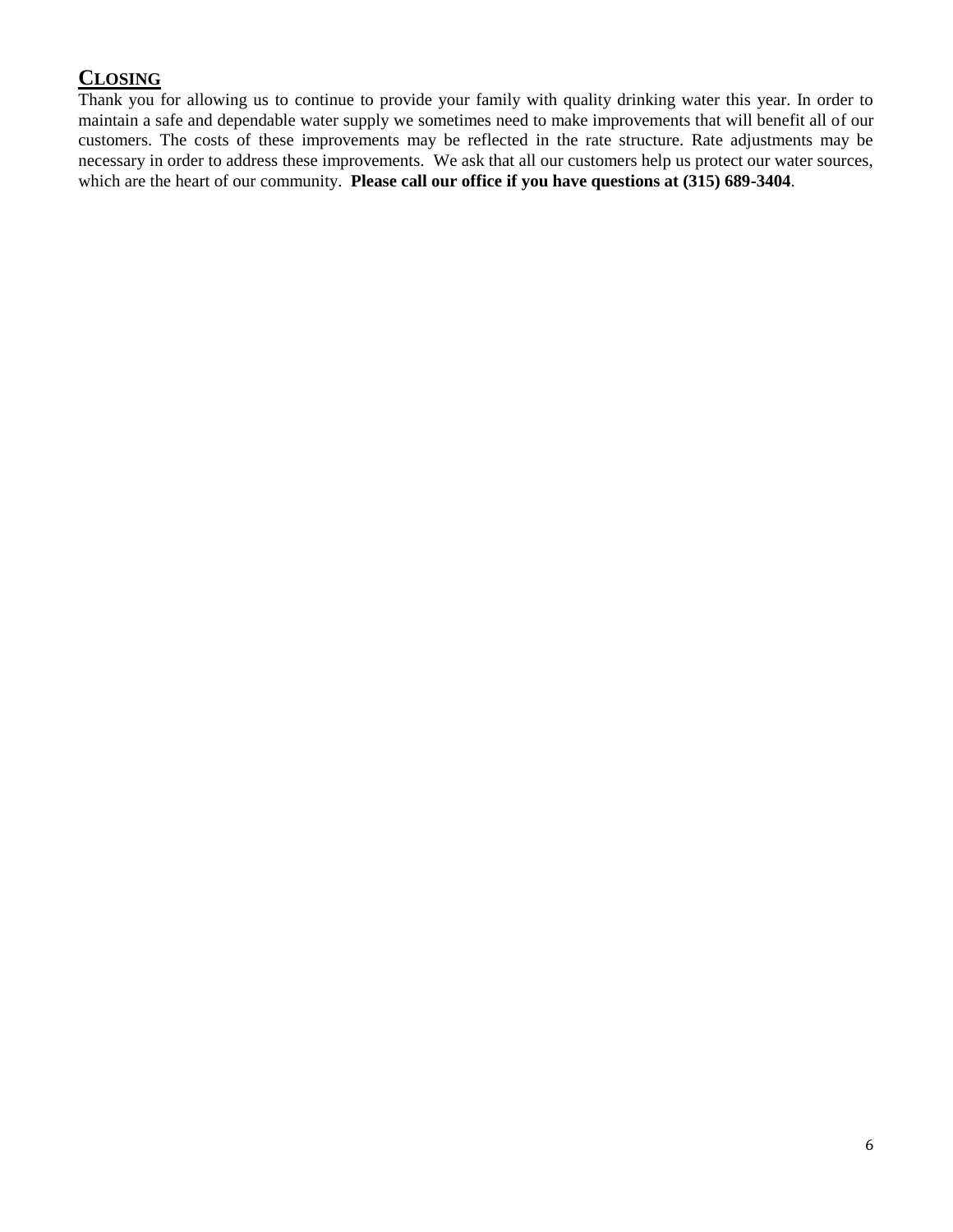## Closing

Thank you for allowing us to continue to provide your family with quality drinking water this year. In order to maintain a safe and dependable water supply we sometimes need to make improvements that will benefit all of our customers. The costs of these improvements may be reflected in the rate structure. Rate adjustments may be necessary in order to address these improvements. We ask that all our customers help us protect our water sources, which are the heart of our community. **Please call our office if you have questions at (315) 689-3404**.